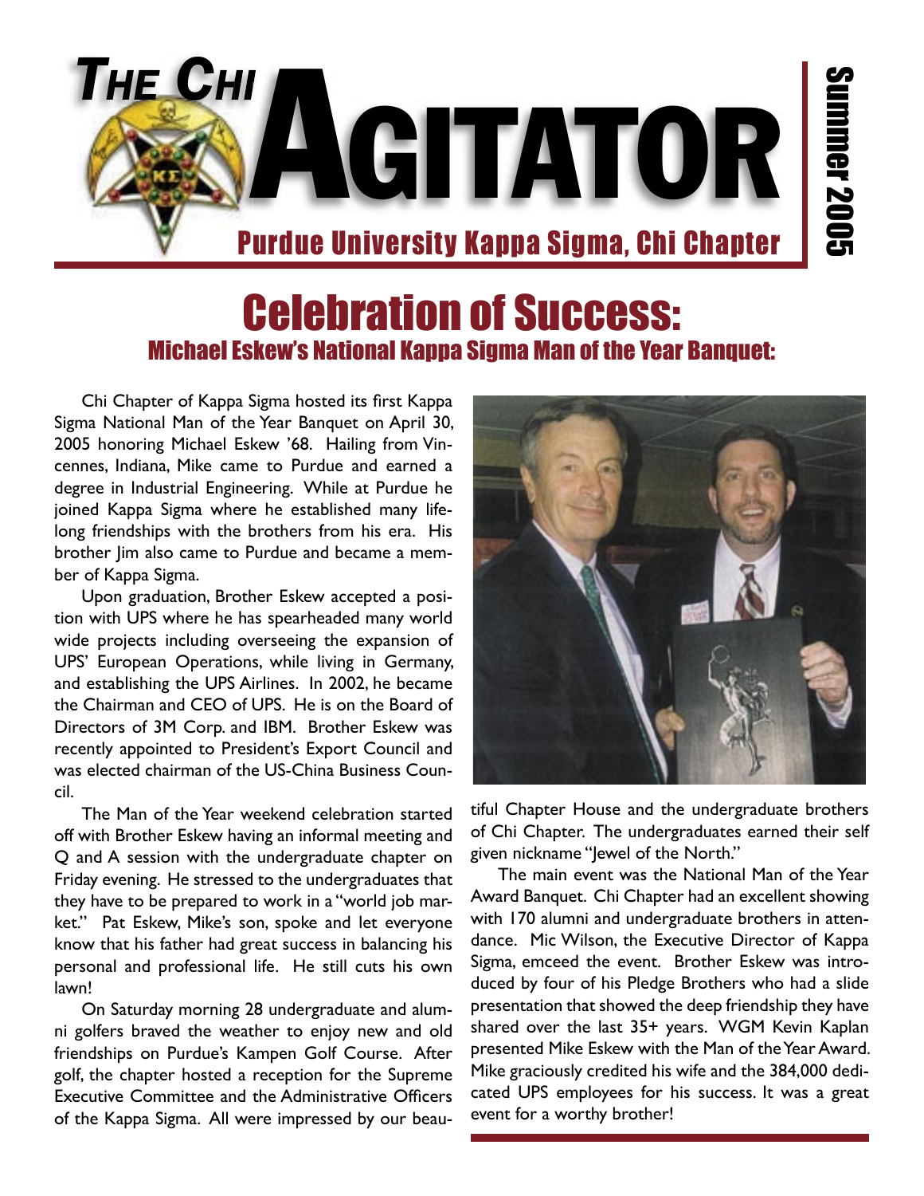# THE CHI AGITATOR

Purdue University Kappa Sigma, Chi Chapter

Summer 2005

# Celebration of Success:

## Michael Eskew's National Kappa Sigma Man of the Year Banquet:

Chi Chapter of Kappa Sigma hosted its first Kappa Sigma National Man of the Year Banquet on April 30, 2005 honoring Michael Eskew '68. Hailing from Vincennes, Indiana, Mike came to Purdue and earned a degree in Industrial Engineering. While at Purdue he joined Kappa Sigma where he established many lifelong friendships with the brothers from his era. His brother Jim also came to Purdue and became a member of Kappa Sigma.

Upon graduation, Brother Eskew accepted a position with UPS where he has spearheaded many world wide projects including overseeing the expansion of UPS' European Operations, while living in Germany, and establishing the UPS Airlines. In 2002, he became the Chairman and CEO of UPS. He is on the Board of Directors of 3M Corp. and IBM. Brother Eskew was recently appointed to President's Export Council and was elected chairman of the US-China Business Council.

The Man of the Year weekend celebration started off with Brother Eskew having an informal meeting and Q and A session with the undergraduate chapter on Friday evening. He stressed to the undergraduates that they have to be prepared to work in a "world job market." Pat Eskew, Mike's son, spoke and let everyone know that his father had great success in balancing his personal and professional life. He still cuts his own lawn!

On Saturday morning 28 undergraduate and alumni golfers braved the weather to enjoy new and old friendships on Purdue's Kampen Golf Course. After golf, the chapter hosted a reception for the Supreme Executive Committee and the Administrative Officers of the Kappa Sigma. All were impressed by our beautiful Chapter House and the undergraduate brothers of Chi Chapter. The undergraduates earned their self given nickname "Jewel of the North."

The main event was the National Man of the Year Award Banquet. Chi Chapter had an excellent showing with 170 alumni and undergraduate brothers in attendance. Mic Wilson, the Executive Director of Kappa Sigma, emceed the event. Brother Eskew was introduced by four of his Pledge Brothers who had a slide presentation that showed the deep friendship they have shared over the last 35+ years. WGM Kevin Kaplan presented Mike Eskew with the Man of the Year Award. Mike graciously credited his wife and the 384,000 dedicated UPS employees for his success. It was a great event for a worthy brother!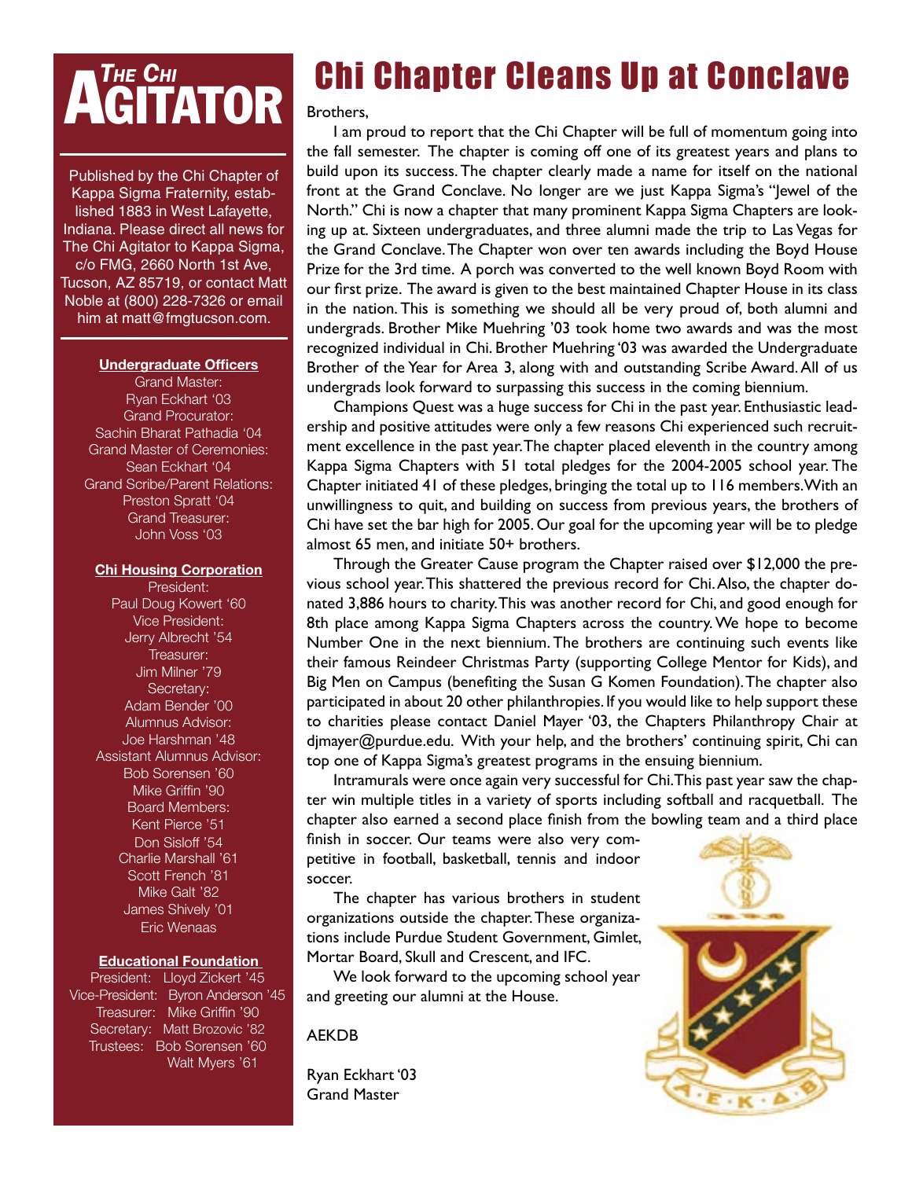# THE CHI AGITATOR

Published by the Chi Chapter of Kappa Sigma Fraternity, established 1883 in West Lafayette, Indiana. Please direct all news for The Chi Agitator to Kappa Sigma, c/o FMG, 2660 North 1st Ave, Tucson, AZ 85719, or contact Matt Noble at (800) 228-7326 or email him at matt@fmgtucson.com.

**Undergraduate Officers**

Grand Master:
Ryan Eckhart '03
Grand Procurator:
Sachin Bharat Pathadia '04
Grand Master of Ceremonies:
Sean Eckhart '04
Grand Scribe/Parent Relations:
Preston Spratt '04
Grand Treasurer:
John Voss '03

**Chi Housing Corporation**

President:
Paul Doug Kowert '60
Vice President:
Jerry Albrecht '54
Treasurer:
Jim Milner '79
Secretary:
Adam Bender '00
Alumnus Advisor:
Joe Harshman '48
Assistant Alumnus Advisor:
Bob Sorensen '60
Mike Griffin '90
Board Members:
Kent Pierce '51
Don Sisloff '54
Charlie Marshall '61
Scott French '81
Mike Galt '82
James Shively '01
Eric Wenaas

**Educational Foundation**

President: Lloyd Zickert '45
Vice-President: Byron Anderson '45
Treasurer: Mike Griffin '90
Secretary: Matt Brozovic '82
Trustees: Bob Sorensen '60
Walt Myers '61

# Chi Chapter Cleans Up at Conclave

Brothers,

I am proud to report that the Chi Chapter will be full of momentum going into the fall semester. The chapter is coming off one of its greatest years and plans to build upon its success. The chapter clearly made a name for itself on the national front at the Grand Conclave. No longer are we just Kappa Sigma's "Jewel of the North." Chi is now a chapter that many prominent Kappa Sigma Chapters are looking up at. Sixteen undergraduates, and three alumni made the trip to Las Vegas for the Grand Conclave. The Chapter won over ten awards including the Boyd House Prize for the 3rd time. A porch was converted to the well known Boyd Room with our first prize. The award is given to the best maintained Chapter House in its class in the nation. This is something we should all be very proud of, both alumni and undergrads. Brother Mike Muehring '03 took home two awards and was the most recognized individual in Chi. Brother Muehring '03 was awarded the Undergraduate Brother of the Year for Area 3, along with and outstanding Scribe Award. All of us undergrads look forward to surpassing this success in the coming biennium.

Champions Quest was a huge success for Chi in the past year. Enthusiastic leadership and positive attitudes were only a few reasons Chi experienced such recruitment excellence in the past year. The chapter placed eleventh in the country among Kappa Sigma Chapters with 51 total pledges for the 2004-2005 school year. The Chapter initiated 41 of these pledges, bringing the total up to 116 members. With an unwillingness to quit, and building on success from previous years, the brothers of Chi have set the bar high for 2005. Our goal for the upcoming year will be to pledge almost 65 men, and initiate 50+ brothers.

Through the Greater Cause program the Chapter raised over $12,000 the previous school year. This shattered the previous record for Chi. Also, the chapter donated 3,886 hours to charity. This was another record for Chi, and good enough for 8th place among Kappa Sigma Chapters across the country. We hope to become Number One in the next biennium. The brothers are continuing such events like their famous Reindeer Christmas Party (supporting College Mentor for Kids), and Big Men on Campus (benefiting the Susan G Komen Foundation). The chapter also participated in about 20 other philanthropies. If you would like to help support these to charities please contact Daniel Mayer '03, the Chapters Philanthropy Chair at djmayer@purdue.edu. With your help, and the brothers' continuing spirit, Chi can top one of Kappa Sigma's greatest programs in the ensuing biennium.

Intramurals were once again very successful for Chi. This past year saw the chapter win multiple titles in a variety of sports including softball and racquetball. The chapter also earned a second place finish from the bowling team and a third place finish in soccer. Our teams were also very competitive in football, basketball, tennis and indoor soccer.

The chapter has various brothers in student organizations outside the chapter. These organizations include Purdue Student Government, Gimlet, Mortar Board, Skull and Crescent, and IFC.

We look forward to the upcoming school year and greeting our alumni at the House.

AEKDB

Ryan Eckhart '03
Grand Master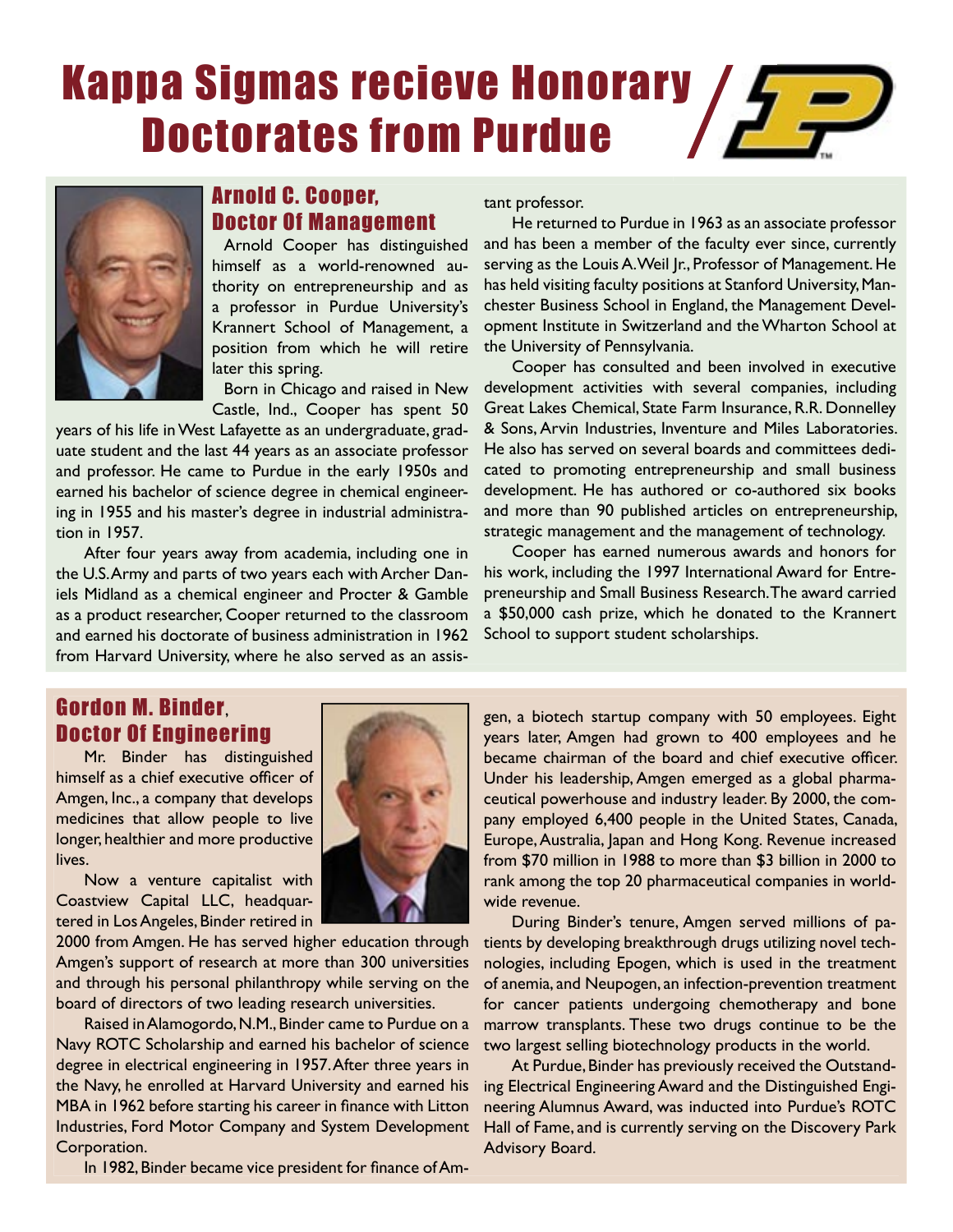# Kappa Sigmas recieve Honorary Doctorates from Purdue

## Arnold C. Cooper, Doctor Of Management

Arnold Cooper has distinguished himself as a world-renowned authority on entrepreneurship and as a professor in Purdue University's Krannert School of Management, a position from which he will retire later this spring.

Born in Chicago and raised in New Castle, Ind., Cooper has spent 50 years of his life in West Lafayette as an undergraduate, graduate student and the last 44 years as an associate professor and professor. He came to Purdue in the early 1950s and earned his bachelor of science degree in chemical engineering in 1955 and his master's degree in industrial administration in 1957.

After four years away from academia, including one in the U.S. Army and parts of two years each with Archer Daniels Midland as a chemical engineer and Procter & Gamble as a product researcher, Cooper returned to the classroom and earned his doctorate of business administration in 1962 from Harvard University, where he also served as an assistant professor.

He returned to Purdue in 1963 as an associate professor and has been a member of the faculty ever since, currently serving as the Louis A. Weil Jr., Professor of Management. He has held visiting faculty positions at Stanford University, Manchester Business School in England, the Management Development Institute in Switzerland and the Wharton School at the University of Pennsylvania.

Cooper has consulted and been involved in executive development activities with several companies, including Great Lakes Chemical, State Farm Insurance, R.R. Donnelley & Sons, Arvin Industries, Inventure and Miles Laboratories. He also has served on several boards and committees dedicated to promoting entrepreneurship and small business development. He has authored or co-authored six books and more than 90 published articles on entrepreneurship, strategic management and the management of technology.

Cooper has earned numerous awards and honors for his work, including the 1997 International Award for Entrepreneurship and Small Business Research. The award carried a $50,000 cash prize, which he donated to the Krannert School to support student scholarships.

## Gordon M. Binder, Doctor Of Engineering

Mr. Binder has distinguished himself as a chief executive officer of Amgen, Inc., a company that develops medicines that allow people to live longer, healthier and more productive lives.

Now a venture capitalist with Coastview Capital LLC, headquartered in Los Angeles, Binder retired in 2000 from Amgen. He has served higher education through Amgen's support of research at more than 300 universities and through his personal philanthropy while serving on the board of directors of two leading research universities.

Raised in Alamogordo, N.M., Binder came to Purdue on a Navy ROTC Scholarship and earned his bachelor of science degree in electrical engineering in 1957. After three years in the Navy, he enrolled at Harvard University and earned his MBA in 1962 before starting his career in finance with Litton Industries, Ford Motor Company and System Development Corporation.

In 1982, Binder became vice president for finance of Amgen, a biotech startup company with 50 employees. Eight years later, Amgen had grown to 400 employees and he became chairman of the board and chief executive officer. Under his leadership, Amgen emerged as a global pharmaceutical powerhouse and industry leader. By 2000, the company employed 6,400 people in the United States, Canada, Europe, Australia, Japan and Hong Kong. Revenue increased from $70 million in 1988 to more than $3 billion in 2000 to rank among the top 20 pharmaceutical companies in worldwide revenue.

During Binder's tenure, Amgen served millions of patients by developing breakthrough drugs utilizing novel technologies, including Epogen, which is used in the treatment of anemia, and Neupogen, an infection-prevention treatment for cancer patients undergoing chemotherapy and bone marrow transplants. These two drugs continue to be the two largest selling biotechnology products in the world.

At Purdue, Binder has previously received the Outstanding Electrical Engineering Award and the Distinguished Engineering Alumnus Award, was inducted into Purdue's ROTC Hall of Fame, and is currently serving on the Discovery Park Advisory Board.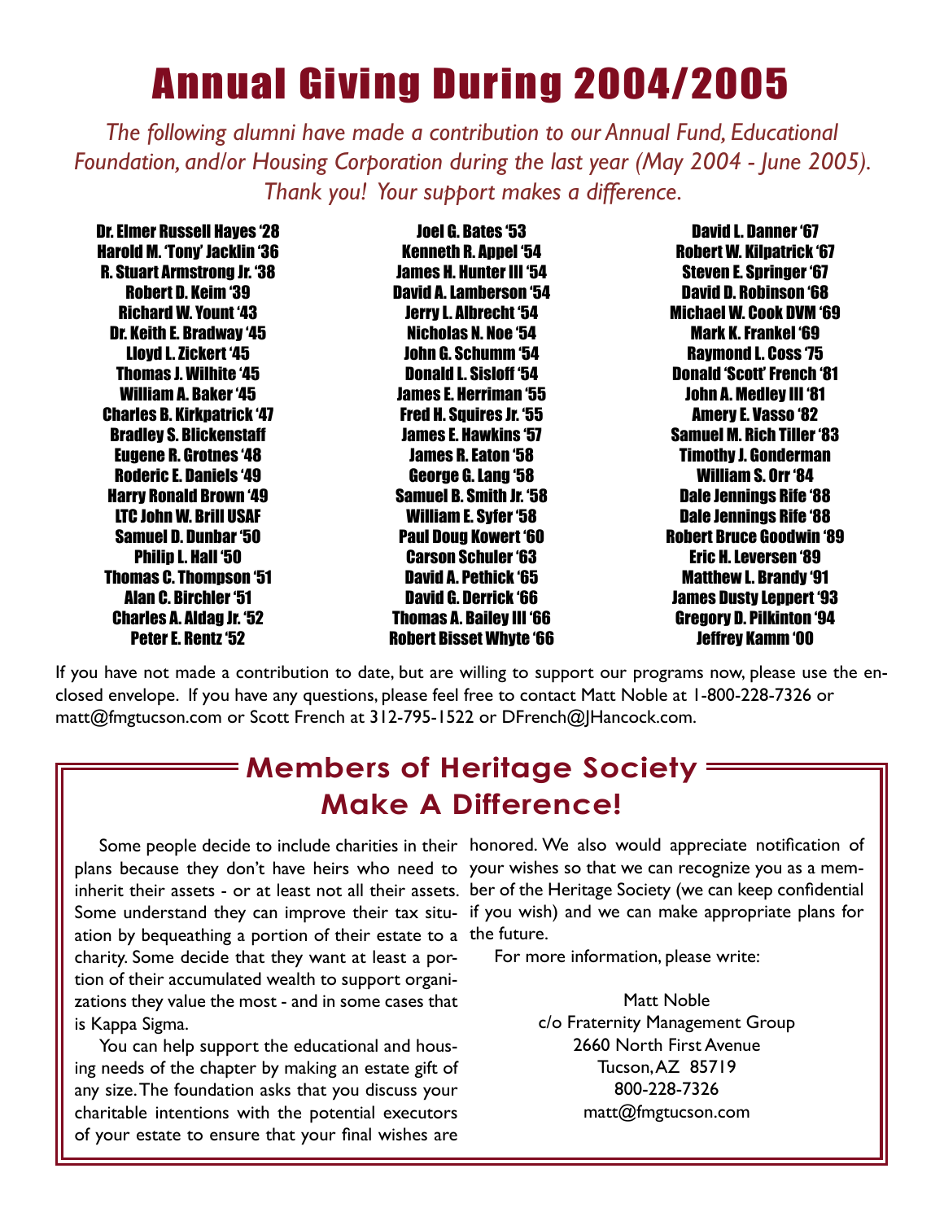# Annual Giving During 2004/2005

*The following alumni have made a contribution to our Annual Fund, Educational Foundation, and/or Housing Corporation during the last year (May 2004 - June 2005). Thank you! Your support makes a difference.*

Dr. Elmer Russell Hayes '28
Harold M. 'Tony' Jacklin '36
R. Stuart Armstrong Jr. '38
Robert D. Keim '39
Richard W. Yount '43
Dr. Keith E. Bradway '45
Lloyd L. Zickert '45
Thomas J. Wilhite '45
William A. Baker '45
Charles B. Kirkpatrick '47
Bradley S. Blickenstaff
Eugene R. Grotnes '48
Roderic E. Daniels '49
Harry Ronald Brown '49
LTC John W. Brill USAF
Samuel D. Dunbar '50
Philip L. Hall '50
Thomas C. Thompson '51
Alan C. Birchler '51
Charles A. Aldag Jr. '52
Peter E. Rentz '52
Joel G. Bates '53
Kenneth R. Appel '54
James H. Hunter III '54
David A. Lamberson '54
Jerry L. Albrecht '54
Nicholas N. Noe '54
John G. Schumm '54
Donald L. Sisloff '54
James E. Herriman '55
Fred H. Squires Jr. '55
James E. Hawkins '57
James R. Eaton '58
George G. Lang '58
Samuel B. Smith Jr. '58
William E. Syfer '58
Paul Doug Kowert '60
Carson Schuler '63
David A. Pethick '65
David G. Derrick '66
Thomas A. Bailey III '66
Robert Bisset Whyte '66
David L. Danner '67
Robert W. Kilpatrick '67
Steven E. Springer '67
David D. Robinson '68
Michael W. Cook DVM '69
Mark K. Frankel '69
Raymond L. Coss '75
Donald 'Scott' French '81
John A. Medley III '81
Amery E. Vasso '82
Samuel M. Rich Tiller '83
Timothy J. Gonderman
William S. Orr '84
Dale Jennings Rife '88
Dale Jennings Rife '88
Robert Bruce Goodwin '89
Eric H. Leversen '89
Matthew L. Brandy '91
James Dusty Leppert '93
Gregory D. Pilkinton '94
Jeffrey Kamm '00

If you have not made a contribution to date, but are willing to support our programs now, please use the enclosed envelope. If you have any questions, please feel free to contact Matt Noble at 1-800-228-7326 or matt@fmgtucson.com or Scott French at 312-795-1522 or DFrench@JHancock.com.

## Members of Heritage Society Make A Difference!

Some people decide to include charities in their plans because they don't have heirs who need to inherit their assets - or at least not all their assets. Some understand they can improve their tax situation by bequeathing a portion of their estate to a charity. Some decide that they want at least a portion of their accumulated wealth to support organizations they value the most - and in some cases that is Kappa Sigma.

You can help support the educational and housing needs of the chapter by making an estate gift of any size. The foundation asks that you discuss your charitable intentions with the potential executors of your estate to ensure that your final wishes are honored. We also would appreciate notification of your wishes so that we can recognize you as a member of the Heritage Society (we can keep confidential if you wish) and we can make appropriate plans for the future.

For more information, please write:

Matt Noble
c/o Fraternity Management Group
2660 North First Avenue
Tucson, AZ 85719
800-228-7326
matt@fmgtucson.com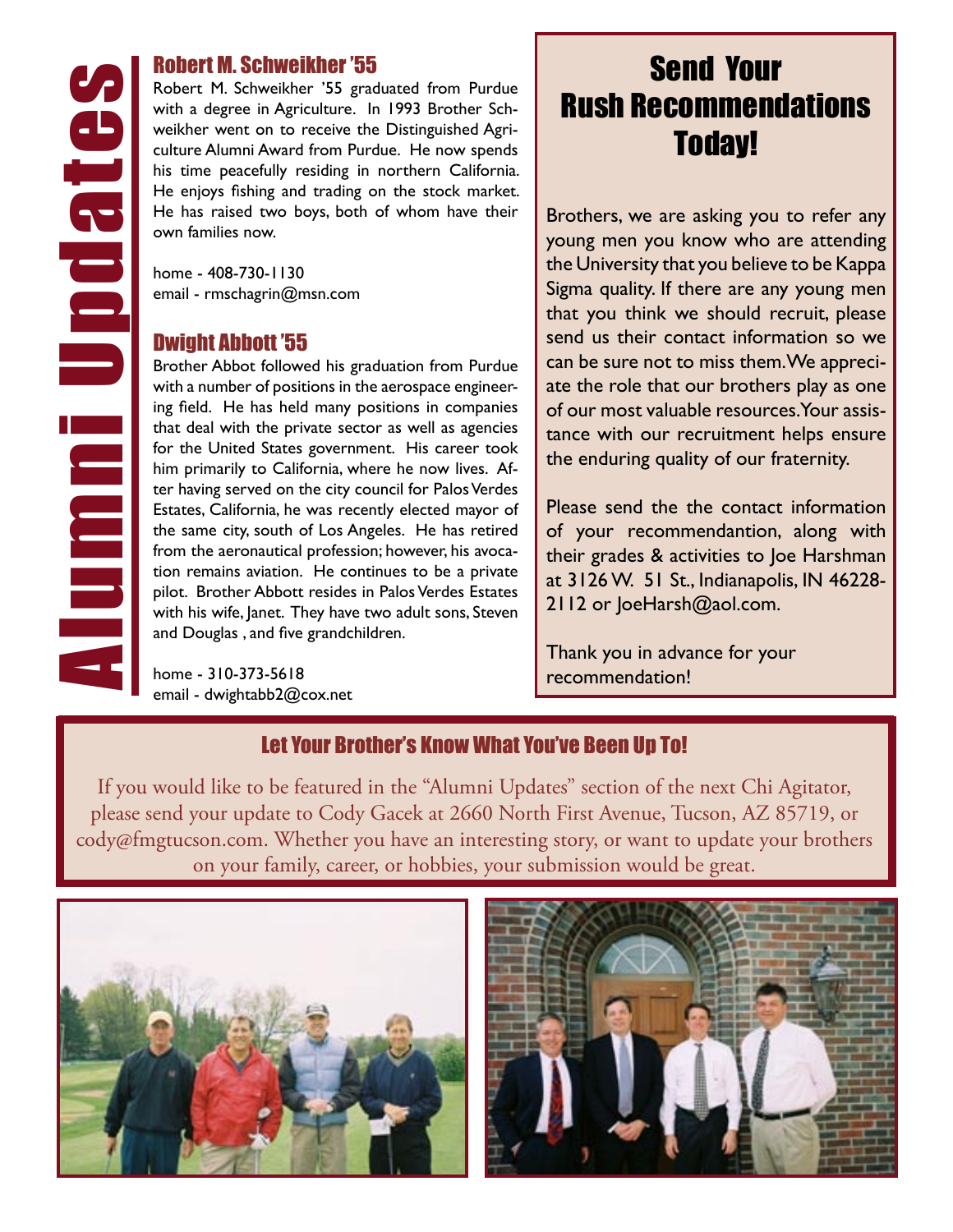# Alumni Updates

## Robert M. Schweikher '55

Robert M. Schweikher '55 graduated from Purdue with a degree in Agriculture. In 1993 Brother Schweikher went on to receive the Distinguished Agriculture Alumni Award from Purdue. He now spends his time peacefully residing in northern California. He enjoys fishing and trading on the stock market. He has raised two boys, both of whom have their own families now.

home - 408-730-1130
email - rmschagrin@msn.com

## Dwight Abbott '55

Brother Abbot followed his graduation from Purdue with a number of positions in the aerospace engineering field. He has held many positions in companies that deal with the private sector as well as agencies for the United States government. His career took him primarily to California, where he now lives. After having served on the city council for Palos Verdes Estates, California, he was recently elected mayor of the same city, south of Los Angeles. He has retired from the aeronautical profession; however, his avocation remains aviation. He continues to be a private pilot. Brother Abbott resides in Palos Verdes Estates with his wife, Janet. They have two adult sons, Steven and Douglas , and five grandchildren.

home - 310-373-5618
email - dwightabb2@cox.net

## Send Your Rush Recommendations Today!

Brothers, we are asking you to refer any young men you know who are attending the University that you believe to be Kappa Sigma quality. If there are any young men that you think we should recruit, please send us their contact information so we can be sure not to miss them. We appreciate the role that our brothers play as one of our most valuable resources. Your assistance with our recruitment helps ensure the enduring quality of our fraternity.

Please send the the contact information of your recommendantion, along with their grades & activities to Joe Harshman at 3126 W. 51 St., Indianapolis, IN 46228-2112 or JoeHarsh@aol.com.

Thank you in advance for your recommendation!

## Let Your Brother's Know What You've Been Up To!

If you would like to be featured in the "Alumni Updates" section of the next Chi Agitator, please send your update to Cody Gacek at 2660 North First Avenue, Tucson, AZ 85719, or cody@fmgtucson.com. Whether you have an interesting story, or want to update your brothers on your family, career, or hobbies, your submission would be great.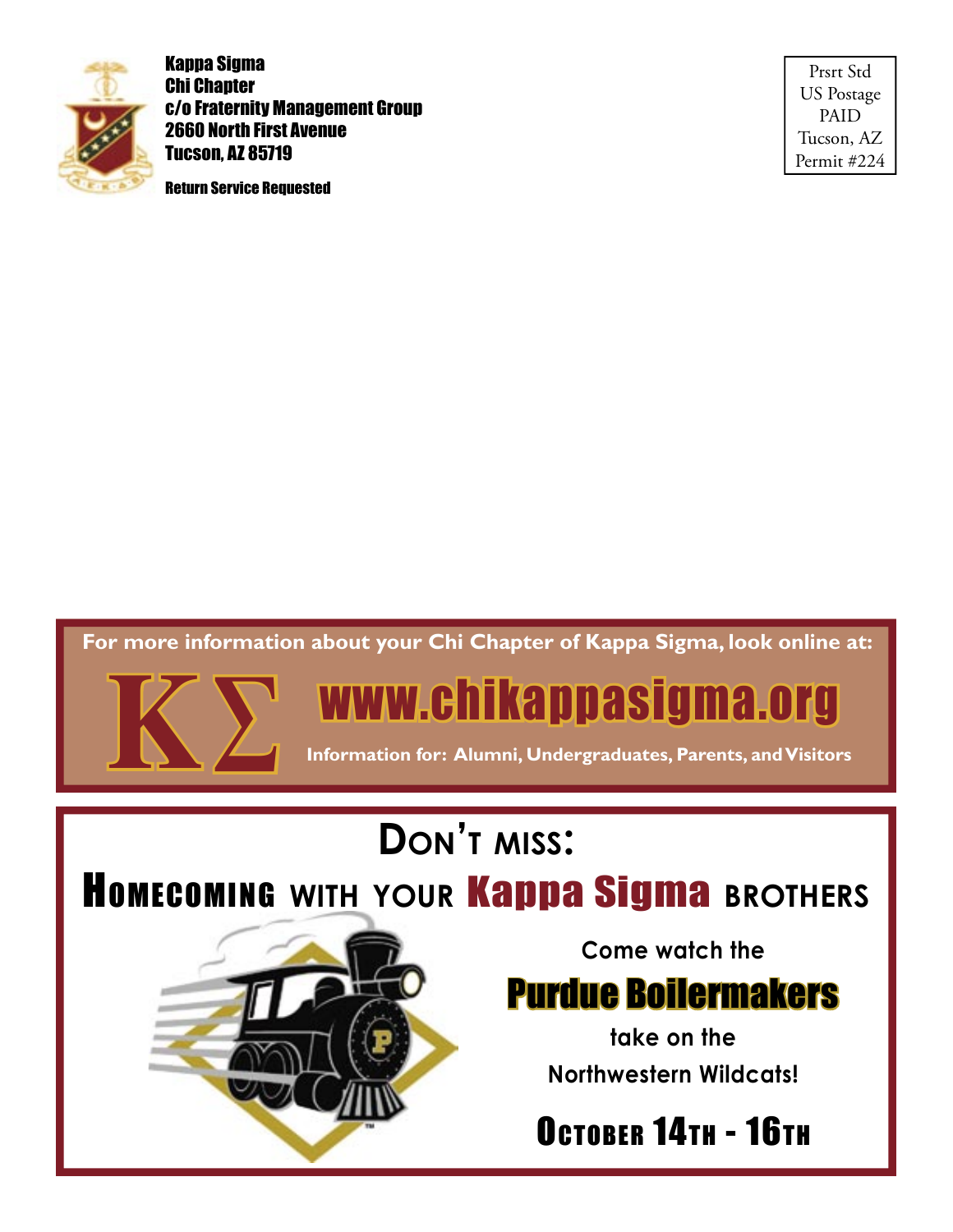Kappa Sigma
Chi Chapter
c/o Fraternity Management Group
2660 North First Avenue
Tucson, AZ 85719

Return Service Requested

Prsrt Std
US Postage
PAID
Tucson, AZ
Permit #224

**For more information about your Chi Chapter of Kappa Sigma, look online at:**

ΚΣ

# www.chikappasigma.org

**Information for: Alumni, Undergraduates, Parents, and Visitors**

## Don't miss:

## Homecoming with your Kappa Sigma brothers

Come watch the

**Purdue Boilermakers**

take on the

Northwestern Wildcats!

**October 14th - 16th**